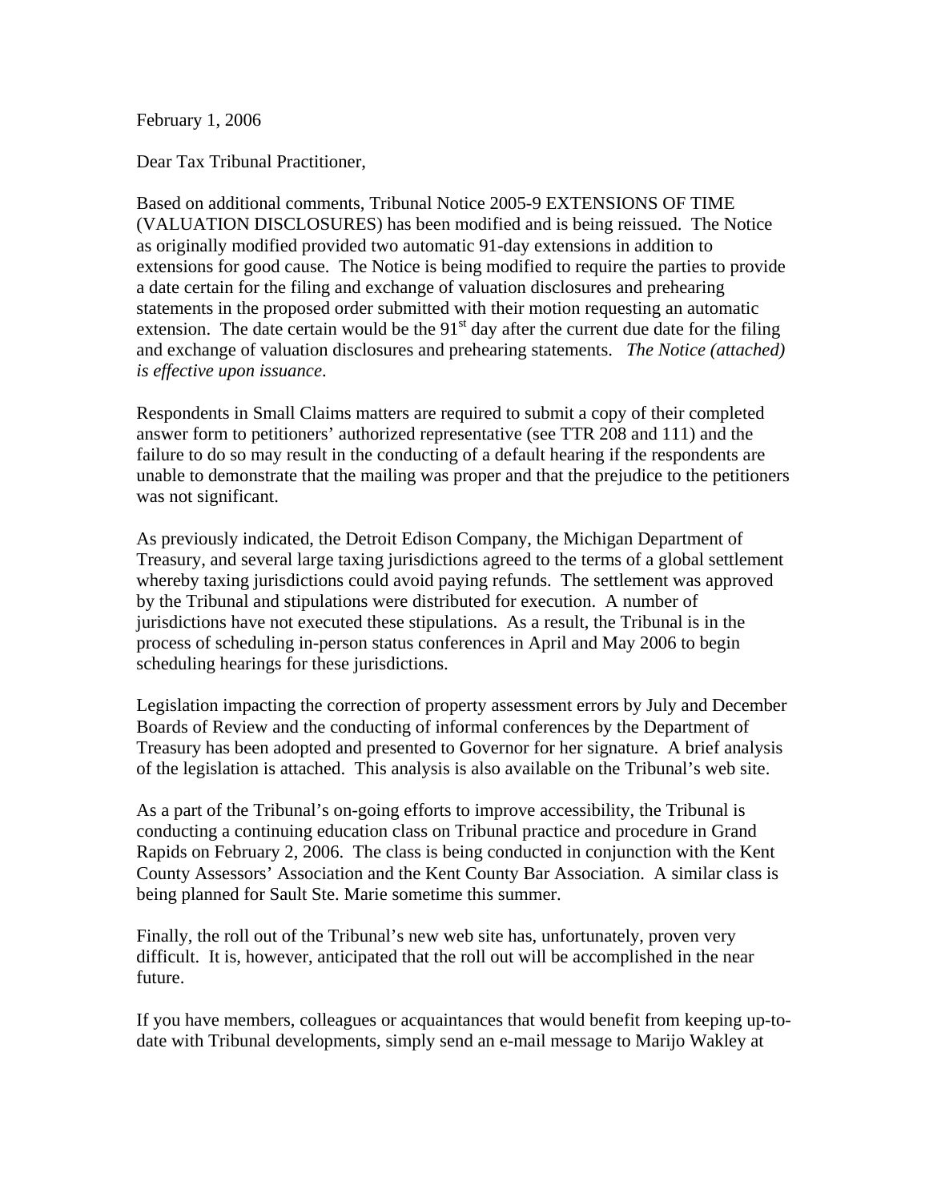February 1, 2006

Dear Tax Tribunal Practitioner,

Based on additional comments, Tribunal Notice 2005-9 EXTENSIONS OF TIME (VALUATION DISCLOSURES) has been modified and is being reissued. The Notice as originally modified provided two automatic 91-day extensions in addition to extensions for good cause. The Notice is being modified to require the parties to provide a date certain for the filing and exchange of valuation disclosures and prehearing statements in the proposed order submitted with their motion requesting an automatic extension. The date certain would be the 91st day after the current due date for the filing and exchange of valuation disclosures and prehearing statements. *The Notice (attached) is effective upon issuance*.

Respondents in Small Claims matters are required to submit a copy of their completed answer form to petitioners' authorized representative (see TTR 208 and 111) and the failure to do so may result in the conducting of a default hearing if the respondents are unable to demonstrate that the mailing was proper and that the prejudice to the petitioners was not significant.

As previously indicated, the Detroit Edison Company, the Michigan Department of Treasury, and several large taxing jurisdictions agreed to the terms of a global settlement whereby taxing jurisdictions could avoid paying refunds. The settlement was approved by the Tribunal and stipulations were distributed for execution. A number of jurisdictions have not executed these stipulations. As a result, the Tribunal is in the process of scheduling in-person status conferences in April and May 2006 to begin scheduling hearings for these jurisdictions.

Legislation impacting the correction of property assessment errors by July and December Boards of Review and the conducting of informal conferences by the Department of Treasury has been adopted and presented to Governor for her signature. A brief analysis of the legislation is attached. This analysis is also available on the Tribunal's web site.

As a part of the Tribunal's on-going efforts to improve accessibility, the Tribunal is conducting a continuing education class on Tribunal practice and procedure in Grand Rapids on February 2, 2006. The class is being conducted in conjunction with the Kent County Assessors' Association and the Kent County Bar Association. A similar class is being planned for Sault Ste. Marie sometime this summer.

Finally, the roll out of the Tribunal's new web site has, unfortunately, proven very difficult. It is, however, anticipated that the roll out will be accomplished in the near future.

If you have members, colleagues or acquaintances that would benefit from keeping up-to-date with Tribunal developments, simply send an e-mail message to Marijo Wakley at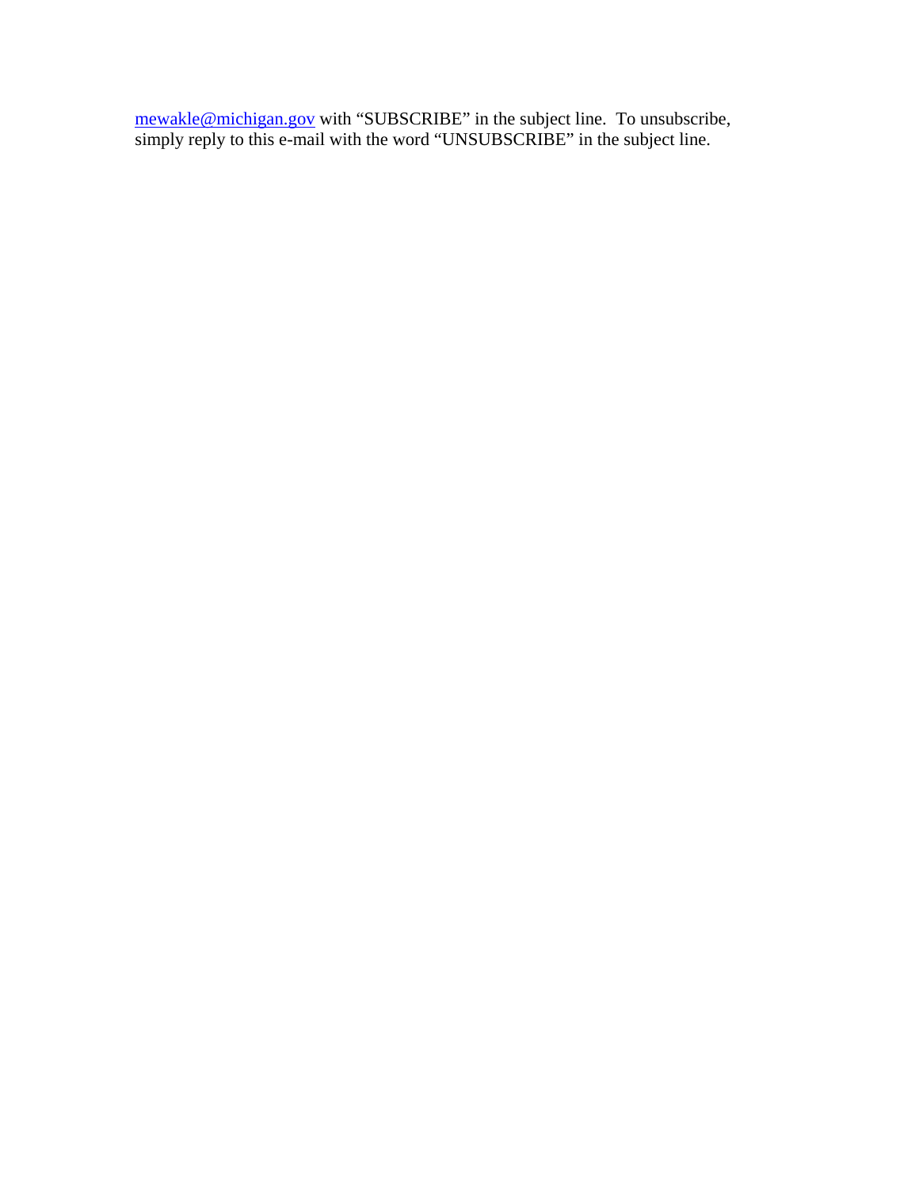mewakle@michigan.gov with "SUBSCRIBE" in the subject line. To unsubscribe, simply reply to this e-mail with the word "UNSUBSCRIBE" in the subject line.